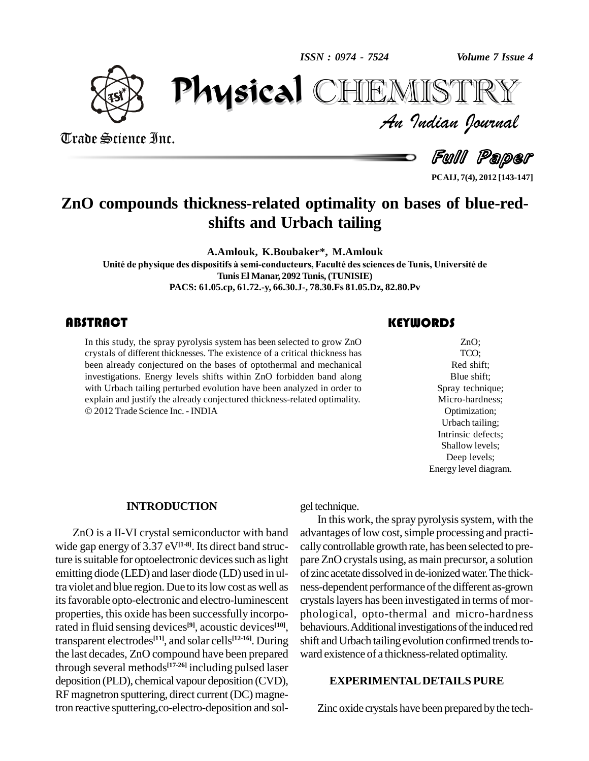# ZnO compounds thickness-related optimality on bases of blue-red-shifts and Urbach tailing

**A.Amlouk, K.Boubaker\*, M.Amlouk**

**Unité de physique des dispositifs à semi-conducteurs, Faculté des sciences de Tunis, Université de Tunis El Manar, 2092 Tunis, (TUNISIE)**

**PACS: 61.05.cp, 61.72.-y, 66.30.J-, 78.30.Fs 81.05.Dz, 82.80.Pv**

## ABSTRACT

In this study, the spray pyrolysis system has been selected to grow ZnO crystals of different thicknesses. The existence of a critical thickness has been already conjectured on the bases of optothermal and mechanical investigations. Energy levels shifts within ZnO forbidden band along with Urbach tailing perturbed evolution have been analyzed in order to explain and justify the already conjectured thickness-related optimality.
© 2012 Trade Science Inc. - INDIA

## KEYWORDS

ZnO;
TCO;
Red shift;
Blue shift;
Spray technique;
Micro-hardness;
Optimization;
Urbach tailing;
Intrinsic defects;
Shallow levels;
Deep levels;
Energy level diagram.

## INTRODUCTION

ZnO is a II-VI crystal semiconductor with band wide gap energy of 3.37 eV[1-8]. Its direct band structure is suitable for optoelectronic devices such as light emitting diode (LED) and laser diode (LD) used in ultra violet and blue region. Due to its low cost as well as its favorable opto-electronic and electro-luminescent properties, this oxide has been successfully incorporated in fluid sensing devices[9], acoustic devices[10], transparent electrodes[11], and solar cells[12-16]. During the last decades, ZnO compound have been prepared through several methods[17-26] including pulsed laser deposition (PLD), chemical vapour deposition (CVD), RF magnetron sputtering, direct current (DC) magnetron reactive sputtering,co-electro-deposition and sol-gel technique.

In this work, the spray pyrolysis system, with the advantages of low cost, simple processing and practically controllable growth rate, has been selected to prepare ZnO crystals using, as main precursor, a solution of zinc acetate dissolved in de-ionized water. The thickness-dependent performance of the different as-grown crystals layers has been investigated in terms of morphological, opto-thermal and micro-hardness behaviours. Additional investigations of the induced red shift and Urbach tailing evolution confirmed trends toward existence of a thickness-related optimality.

## EXPERIMENTAL DETAILS PURE

Zinc oxide crystals have been prepared by the tech-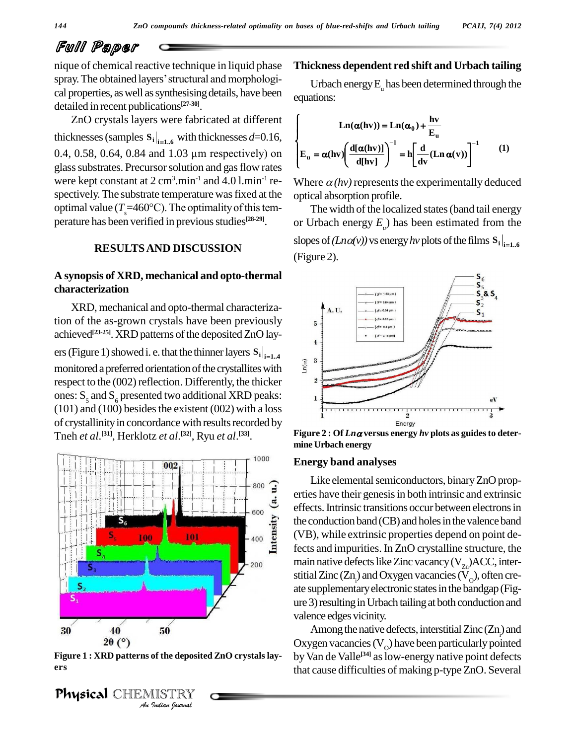nique of chemical reactive technique in liquid phase spray. The obtained layers' structural and morphological properties, as well as synthesising details, have been detailed in recent publications[27-30].

ZnO crystals layers were fabricated at different thicknesses (samples $S_i|_{i=1..6}$ with thicknesses $d$=0.16, 0.4, 0.58, 0.64, 0.84 and 1.03 µm respectively) on glass substrates. Precursor solution and gas flow rates were kept constant at 2 $cm^3.min^{-1}$ and 4.0 $l.min^{-1}$ respectively. The substrate temperature was fixed at the optimal value ($T_s$=460°C). The optimality of this temperature has been verified in previous studies[28-29].

## RESULTS AND DISCUSSION

### A synopsis of XRD, mechanical and opto-thermal characterization

XRD, mechanical and opto-thermal characterization of the as-grown crystals have been previously achieved[23-25]. XRD patterns of the deposited ZnO layers (Figure 1) showed i. e. that the thinner layers $S_i|_{i=1..4}$ monitored a preferred orientation of the crystallites with respect to the (002) reflection. Differently, the thicker ones: $S_5$ and $S_6$ presented two additional XRD peaks: (101) and (100) besides the existent (002) with a loss of crystallinity in concordance with results recorded by Tneh *et al*.[31], Herklotz *et al*.[32], Ryu *et al*.[33].

**Figure 1 : XRD patterns of the deposited ZnO crystals layers**

### Thickness dependent red shift and Urbach tailing

Urbach energy $E_u$ has been determined through the equations:

$$\begin{cases} Ln(\alpha(hv)) = Ln(\alpha_0) + \dfrac{hv}{E_u} \\ E_u = \alpha(hv)\left(\dfrac{d[\alpha(hv)]}{d[hv]}\right)^{-1} = h\left[\dfrac{d}{dv}(Ln\,\alpha(v))\right]^{-1} \end{cases} \quad (1)$$

Where $\alpha(hv)$ represents the experimentally deduced optical absorption profile.

The width of the localized states (band tail energy or Urbach energy $E_u$) has been estimated from the slopes of $(Ln\alpha(v))$ vs energy $hv$ plots of the films $S_i|_{i=1..6}$ (Figure 2).

**Figure 2 : Of $Ln\alpha$ versus energy $hv$ plots as guides to determine Urbach energy**

### Energy band analyses

Like elemental semiconductors, binary ZnO properties have their genesis in both intrinsic and extrinsic effects. Intrinsic transitions occur between electrons in the conduction band (CB) and holes in the valence band (VB), while extrinsic properties depend on point defects and impurities. In ZnO crystalline structure, the main native defects like Zinc vacancy ($V_{Zn}$)ACC, interstitial Zinc ($Zn_i$) and Oxygen vacancies ($V_O$), often create supplementary electronic states in the bandgap (Figure 3) resulting in Urbach tailing at both conduction and valence edges vicinity.

Among the native defects, interstitial Zinc ($Zn_i$) and Oxygen vacancies ($V_O$) have been particularly pointed by Van de Valle[34] as low-energy native point defects that cause difficulties of making p-type ZnO. Several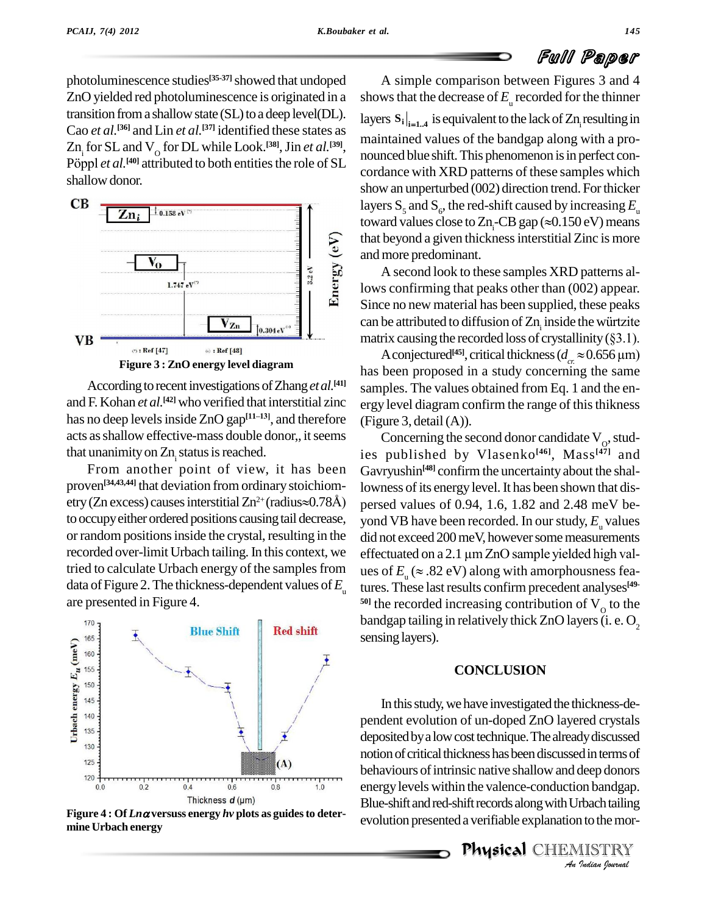photoluminescence studies[35-37] showed that undoped ZnO yielded red photoluminescence is originated in a transition from a shallow state (SL) to a deep level(DL). Cao *et al.*[36] and Lin *et al.*[37] identified these states as $Zn_i$ for SL and $V_O$ for DL while Look.[38], Jin *et al.*[39], Pöppl *et al.*[40] attributed to both entities the role of SL shallow donor.

**Figure 3 : ZnO energy level diagram**

According to recent investigations of Zhang *et al.*[41] and F. Kohan *et al.*[42] who verified that interstitial zinc has no deep levels inside ZnO gap[11–13], and therefore acts as shallow effective-mass double donor,, it seems that unanimity on $Zn_i$ status is reached.

From another point of view, it has been proven[34,43,44] that deviation from ordinary stoichiometry (Zn excess) causes interstitial $Zn^{2+}$ (radius≈0.78Å) to occupy either ordered positions causing tail decrease, or random positions inside the crystal, resulting in the recorded over-limit Urbach tailing. In this context, we tried to calculate Urbach energy of the samples from data of Figure 2. The thickness-dependent values of $E_u$ are presented in Figure 4.

**Figure 4 : Of $Ln\alpha$ versuss energy $h\nu$ plots as guides to determine Urbach energy**

A simple comparison between Figures 3 and 4 shows that the decrease of $E_u$ recorded for the thinner layers $S_i|_{i=1..4}$ is equivalent to the lack of $Zn_i$ resulting in maintained values of the bandgap along with a pronounced blue shift. This phenomenon is in perfect concordance with XRD patterns of these samples which show an unperturbed (002) direction trend. For thicker layers $S_5$ and $S_6$, the red-shift caused by increasing $E_u$ toward values close to $Zn_i$-CB gap (≈0.150 eV) means that beyond a given thickness interstitial Zinc is more and more predominant.

A second look to these samples XRD patterns allows confirming that peaks other than (002) appear. Since no new material has been supplied, these peaks can be attributed to diffusion of $Zn_i$ inside the würtzite matrix causing the recorded loss of crystallinity (§3.1).

A conjectured[45], critical thickness ($d_{cr.} \approx 0.656$ μm) has been proposed in a study concerning the same samples. The values obtained from Eq. 1 and the energy level diagram confirm the range of this thikness (Figure 3, detail (A)).

Concerning the second donor candidate $V_O$, studies published by Vlasenko[46], Mass[47] and Gavryushin[48] confirm the uncertainty about the shallowness of its energy level. It has been shown that dispersed values of 0.94, 1.6, 1.82 and 2.48 meV beyond VB have been recorded. In our study, $E_u$ values did not exceed 200 meV, however some measurements effectuated on a 2.1 μm ZnO sample yielded high values of $E_u$ (≈ .82 eV) along with amorphousness features. These last results confirm precedent analyses[49-50] the recorded increasing contribution of $V_O$ to the bandgap tailing in relatively thick ZnO layers (i. e. $O_2$ sensing layers).

## CONCLUSION

In this study, we have investigated the thickness-dependent evolution of un-doped ZnO layered crystals deposited by a low cost technique. The already discussed notion of critical thickness has been discussed in terms of behaviours of intrinsic native shallow and deep donors energy levels within the valence-conduction bandgap. Blue-shift and red-shift records along with Urbach tailing evolution presented a verifiable explanation to the mor-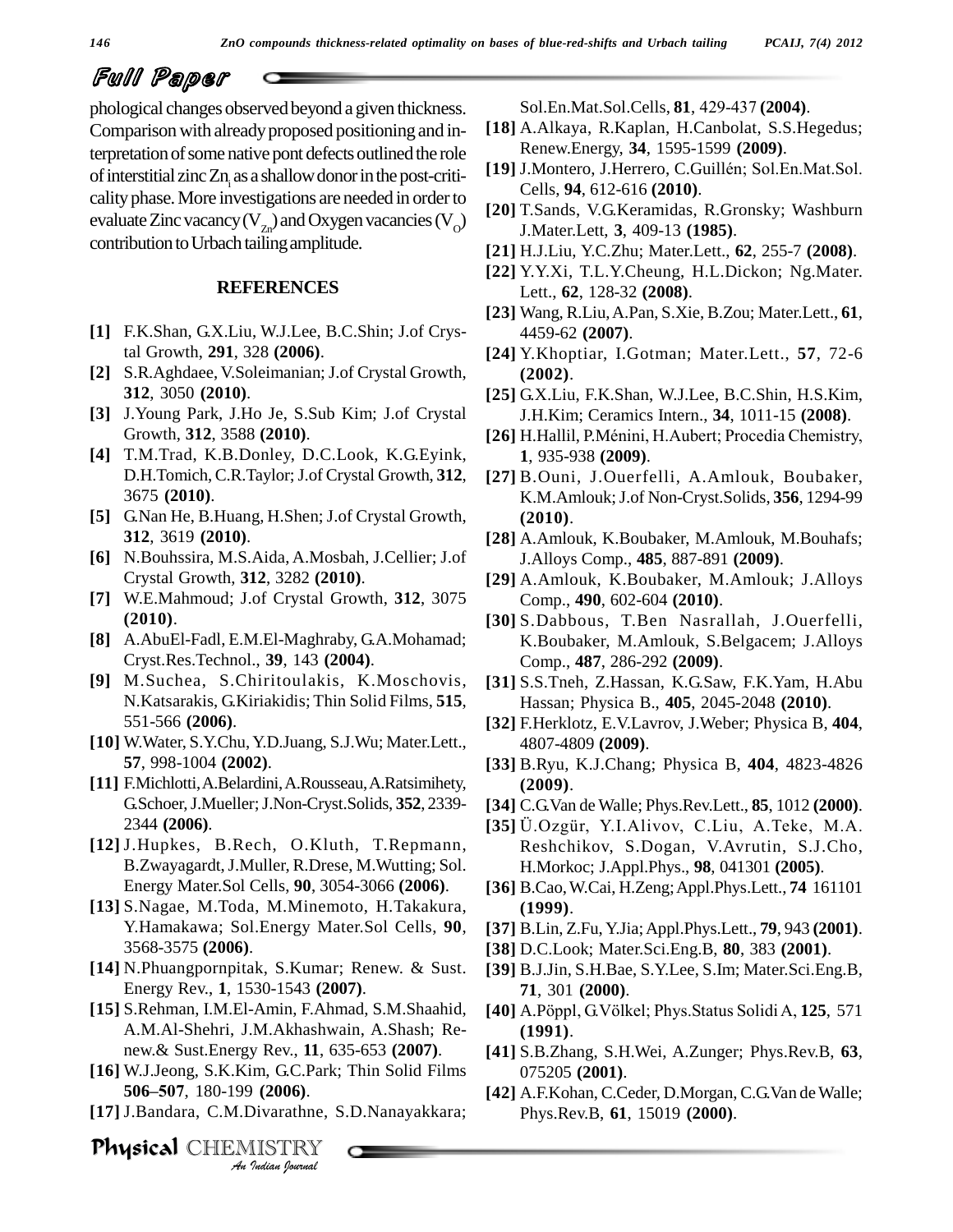phological changes observed beyond a given thickness. Comparison with already proposed positioning and interpretation of some native pont defects outlined the role of interstitial zinc $Zn_i$ as a shallow donor in the post-criticality phase. More investigations are needed in order to evaluate Zinc vacancy ($V_{Zn}$) and Oxygen vacancies ($V_O$) contribution to Urbach tailing amplitude.

## REFERENCES

**[1]** F.K.Shan, G.X.Liu, W.J.Lee, B.C.Shin; J.of Crystal Growth, **291**, 328 **(2006)**.

**[2]** S.R.Aghdaee, V.Soleimanian; J.of Crystal Growth, **312**, 3050 **(2010)**.

**[3]** J.Young Park, J.Ho Je, S.Sub Kim; J.of Crystal Growth, **312**, 3588 **(2010)**.

**[4]** T.M.Trad, K.B.Donley, D.C.Look, K.G.Eyink, D.H.Tomich, C.R.Taylor; J.of Crystal Growth, **312**, 3675 **(2010)**.

**[5]** G.Nan He, B.Huang, H.Shen; J.of Crystal Growth, **312**, 3619 **(2010)**.

**[6]** N.Bouhssira, M.S.Aida, A.Mosbah, J.Cellier; J.of Crystal Growth, **312**, 3282 **(2010)**.

**[7]** W.E.Mahmoud; J.of Crystal Growth, **312**, 3075 **(2010)**.

**[8]** A.AbuEl-Fadl, E.M.El-Maghraby, G.A.Mohamad; Cryst.Res.Technol., **39**, 143 **(2004)**.

**[9]** M.Suchea, S.Chiritoulakis, K.Moschovis, N.Katsarakis, G.Kiriakidis; Thin Solid Films, **515**, 551-566 **(2006)**.

**[10]** W.Water, S.Y.Chu, Y.D.Juang, S.J.Wu; Mater.Lett., **57**, 998-1004 **(2002)**.

**[11]** F.Michlotti, A.Belardini, A.Rousseau, A.Ratsimihety, G.Schoer, J.Mueller; J.Non-Cryst.Solids, **352**, 2339-2344 **(2006)**.

**[12]** J.Hupkes, B.Rech, O.Kluth, T.Repmann, B.Zwayagardt, J.Muller, R.Drese, M.Wutting; Sol. Energy Mater.Sol Cells, **90**, 3054-3066 **(2006)**.

**[13]** S.Nagae, M.Toda, M.Minemoto, H.Takakura, Y.Hamakawa; Sol.Energy Mater.Sol Cells, **90**, 3568-3575 **(2006)**.

**[14]** N.Phuangpornpitak, S.Kumar; Renew. & Sust. Energy Rev., **1**, 1530-1543 **(2007)**.

**[15]** S.Rehman, I.M.El-Amin, F.Ahmad, S.M.Shaahid, A.M.Al-Shehri, J.M.Akhashwain, A.Shash; Renew.& Sust.Energy Rev., **11**, 635-653 **(2007)**.

**[16]** W.J.Jeong, S.K.Kim, G.C.Park; Thin Solid Films **506–507**, 180-199 **(2006)**.

**[17]** J.Bandara, C.M.Divarathne, S.D.Nanayakkara; Sol.En.Mat.Sol.Cells, **81**, 429-437 **(2004)**.

**[18]** A.Alkaya, R.Kaplan, H.Canbolat, S.S.Hegedus; Renew.Energy, **34**, 1595-1599 **(2009)**.

**[19]** J.Montero, J.Herrero, C.Guillén; Sol.En.Mat.Sol. Cells, **94**, 612-616 **(2010)**.

**[20]** T.Sands, V.G.Keramidas, R.Gronsky; Washburn J.Mater.Lett, **3**, 409-13 **(1985)**.

**[21]** H.J.Liu, Y.C.Zhu; Mater.Lett., **62**, 255-7 **(2008)**.

**[22]** Y.Y.Xi, T.L.Y.Cheung, H.L.Dickon; Ng.Mater. Lett., **62**, 128-32 **(2008)**.

**[23]** Wang, R.Liu, A.Pan, S.Xie, B.Zou; Mater.Lett., **61**, 4459-62 **(2007)**.

**[24]** Y.Khoptiar, I.Gotman; Mater.Lett., **57**, 72-6 **(2002)**.

**[25]** G.X.Liu, F.K.Shan, W.J.Lee, B.C.Shin, H.S.Kim, J.H.Kim; Ceramics Intern., **34**, 1011-15 **(2008)**.

**[26]** H.Hallil, P.Ménini, H.Aubert; Procedia Chemistry, **1**, 935-938 **(2009)**.

**[27]** B.Ouni, J.Ouerfelli, A.Amlouk, Boubaker, K.M.Amlouk; J.of Non-Cryst.Solids, **356**, 1294-99 **(2010)**.

**[28]** A.Amlouk, K.Boubaker, M.Amlouk, M.Bouhafs; J.Alloys Comp., **485**, 887-891 **(2009)**.

**[29]** A.Amlouk, K.Boubaker, M.Amlouk; J.Alloys Comp., **490**, 602-604 **(2010)**.

**[30]** S.Dabbous, T.Ben Nasrallah, J.Ouerfelli, K.Boubaker, M.Amlouk, S.Belgacem; J.Alloys Comp., **487**, 286-292 **(2009)**.

**[31]** S.S.Tneh, Z.Hassan, K.G.Saw, F.K.Yam, H.Abu Hassan; Physica B., **405**, 2045-2048 **(2010)**.

**[32]** F.Herklotz, E.V.Lavrov, J.Weber; Physica B, **404**, 4807-4809 **(2009)**.

**[33]** B.Ryu, K.J.Chang; Physica B, **404**, 4823-4826 **(2009)**.

**[34]** C.G.Van de Walle; Phys.Rev.Lett., **85**, 1012 **(2000)**.

**[35]** Ü.Ozgür, Y.I.Alivov, C.Liu, A.Teke, M.A. Reshchikov, S.Dogan, V.Avrutin, S.J.Cho, H.Morkoc; J.Appl.Phys., **98**, 041301 **(2005)**.

**[36]** B.Cao, W.Cai, H.Zeng; Appl.Phys.Lett., **74** 161101 **(1999)**.

**[37]** B.Lin, Z.Fu, Y.Jia; Appl.Phys.Lett., **79**, 943 **(2001)**.

**[38]** D.C.Look; Mater.Sci.Eng.B, **80**, 383 **(2001)**.

**[39]** B.J.Jin, S.H.Bae, S.Y.Lee, S.Im; Mater.Sci.Eng.B, **71**, 301 **(2000)**.

**[40]** A.Pöppl, G.Völkel; Phys.Status Solidi A, **125**, 571 **(1991)**.

**[41]** S.B.Zhang, S.H.Wei, A.Zunger; Phys.Rev.B, **63**, 075205 **(2001)**.

**[42]** A.F.Kohan, C.Ceder, D.Morgan, C.G.Van de Walle; Phys.Rev.B, **61**, 15019 **(2000)**.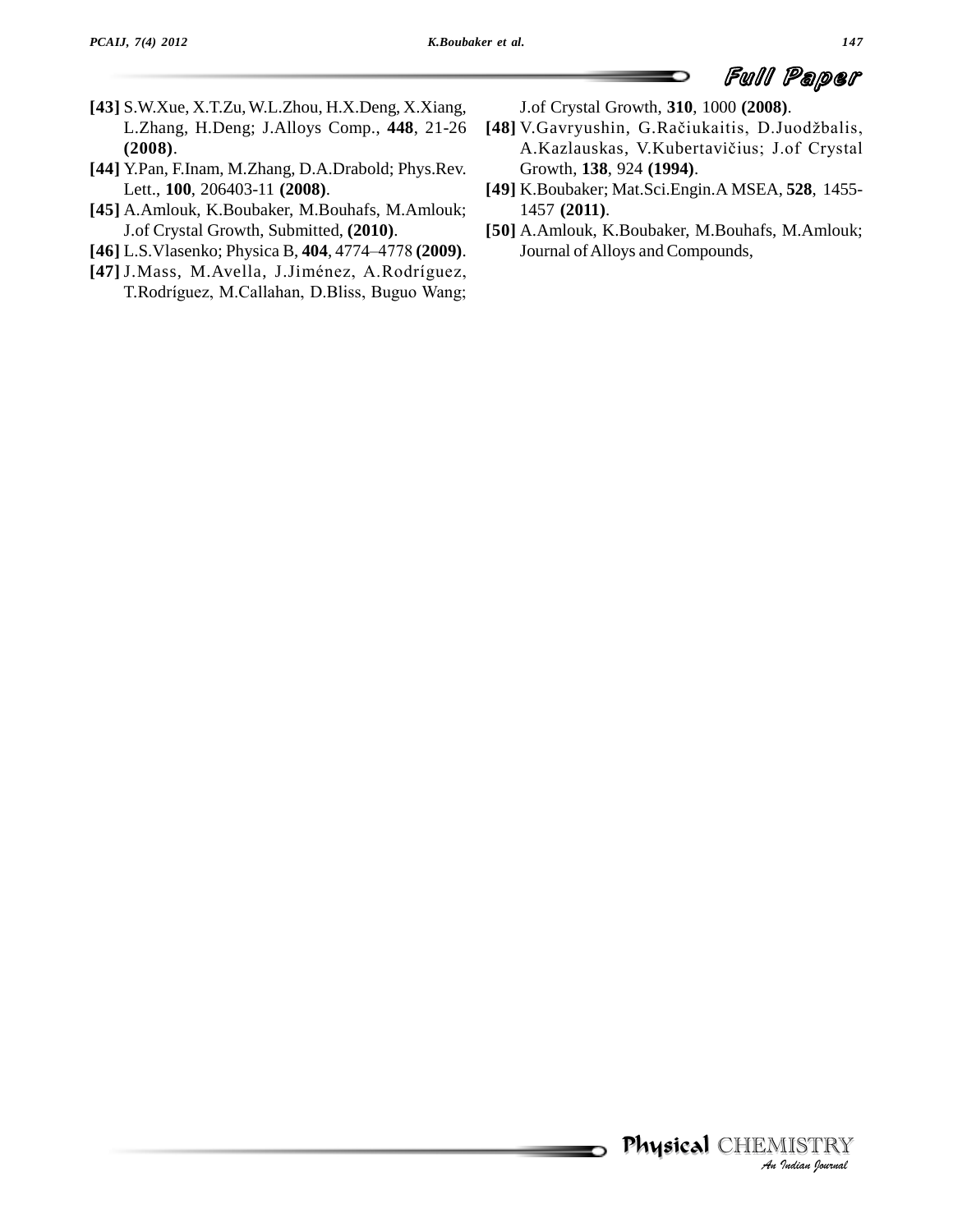**[43]** S.W.Xue, X.T.Zu, W.L.Zhou, H.X.Deng, X.Xiang, L.Zhang, H.Deng; J.Alloys Comp., **448**, 21-26 **(2008)**.

**[44]** Y.Pan, F.Inam, M.Zhang, D.A.Drabold; Phys.Rev. Lett., **100**, 206403-11 **(2008)**.

**[45]** A.Amlouk, K.Boubaker, M.Bouhafs, M.Amlouk; J.of Crystal Growth, Submitted, **(2010)**.

**[46]** L.S.Vlasenko; Physica B, **404**, 4774–4778 **(2009)**.

**[47]** J.Mass, M.Avella, J.Jiménez, A.Rodríguez, T.Rodríguez, M.Callahan, D.Bliss, Buguo Wang; J.of Crystal Growth, **310**, 1000 **(2008)**.

**[48]** V.Gavryushin, G.Račiukaitis, D.Juodžbalis, A.Kazlauskas, V.Kubertavičius; J.of Crystal Growth, **138**, 924 **(1994)**.

**[49]** K.Boubaker; Mat.Sci.Engin.A MSEA, **528**, 1455-1457 **(2011)**.

**[50]** A.Amlouk, K.Boubaker, M.Bouhafs, M.Amlouk; Journal of Alloys and Compounds,